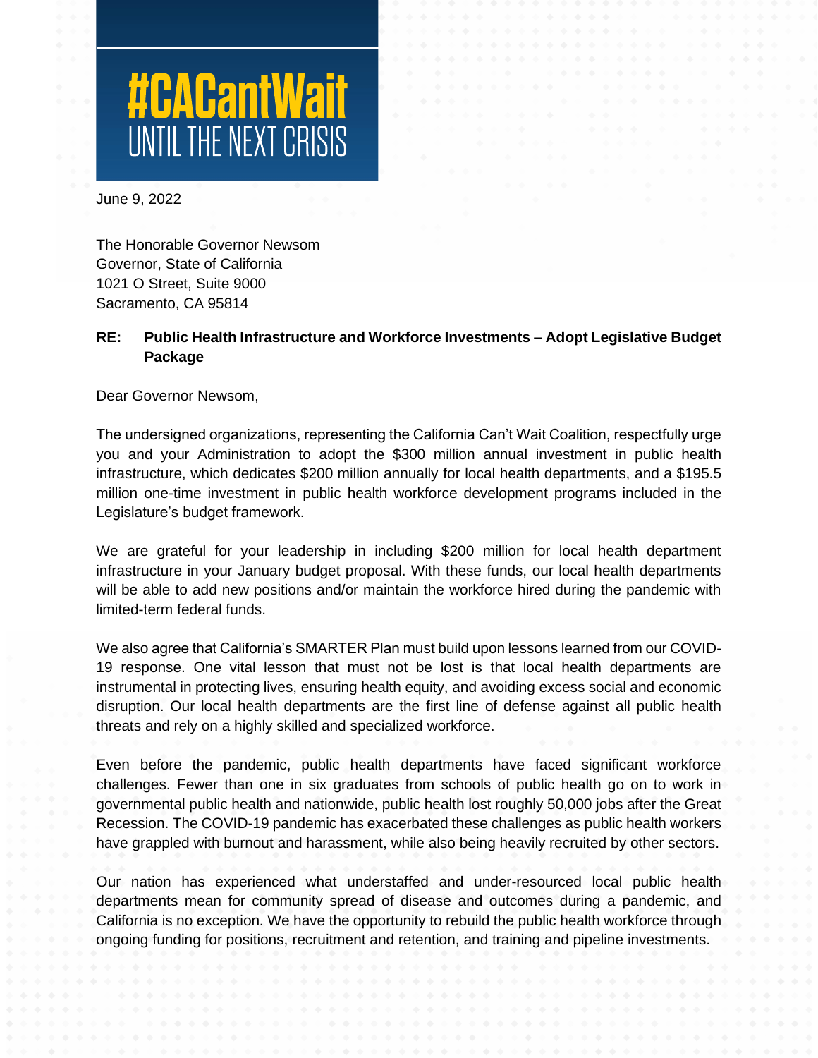# #CACantWait
## UNTIL THE NEXT CRISIS

June 9, 2022

The Honorable Governor Newsom
Governor, State of California
1021 O Street, Suite 9000
Sacramento, CA 95814

**RE: Public Health Infrastructure and Workforce Investments – Adopt Legislative Budget Package**

Dear Governor Newsom,

The undersigned organizations, representing the California Can't Wait Coalition, respectfully urge you and your Administration to adopt the $300 million annual investment in public health infrastructure, which dedicates $200 million annually for local health departments, and a $195.5 million one-time investment in public health workforce development programs included in the Legislature's budget framework.

We are grateful for your leadership in including $200 million for local health department infrastructure in your January budget proposal. With these funds, our local health departments will be able to add new positions and/or maintain the workforce hired during the pandemic with limited-term federal funds.

We also agree that California's SMARTER Plan must build upon lessons learned from our COVID-19 response. One vital lesson that must not be lost is that local health departments are instrumental in protecting lives, ensuring health equity, and avoiding excess social and economic disruption. Our local health departments are the first line of defense against all public health threats and rely on a highly skilled and specialized workforce.

Even before the pandemic, public health departments have faced significant workforce challenges. Fewer than one in six graduates from schools of public health go on to work in governmental public health and nationwide, public health lost roughly 50,000 jobs after the Great Recession. The COVID-19 pandemic has exacerbated these challenges as public health workers have grappled with burnout and harassment, while also being heavily recruited by other sectors.

Our nation has experienced what understaffed and under-resourced local public health departments mean for community spread of disease and outcomes during a pandemic, and California is no exception. We have the opportunity to rebuild the public health workforce through ongoing funding for positions, recruitment and retention, and training and pipeline investments.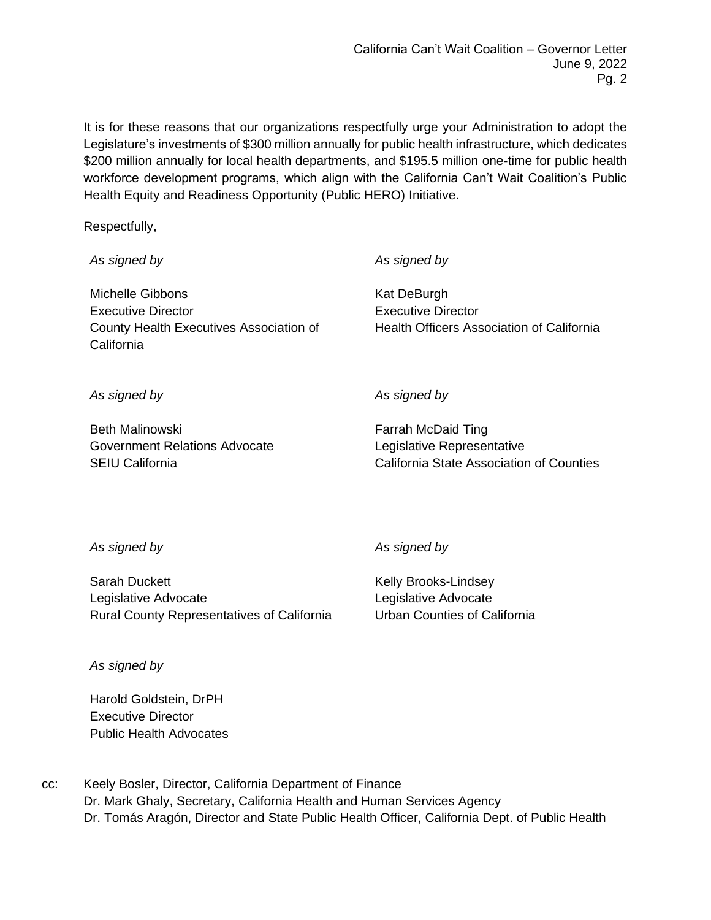It is for these reasons that our organizations respectfully urge your Administration to adopt the Legislature's investments of $300 million annually for public health infrastructure, which dedicates $200 million annually for local health departments, and $195.5 million one-time for public health workforce development programs, which align with the California Can't Wait Coalition's Public Health Equity and Readiness Opportunity (Public HERO) Initiative.

Respectfully,

*As signed by*

Michelle Gibbons
Executive Director
County Health Executives Association of California

*As signed by*

Kat DeBurgh
Executive Director
Health Officers Association of California

*As signed by*

Beth Malinowski
Government Relations Advocate
SEIU California

*As signed by*

Farrah McDaid Ting
Legislative Representative
California State Association of Counties

*As signed by*

Sarah Duckett
Legislative Advocate
Rural County Representatives of California

*As signed by*

Kelly Brooks-Lindsey
Legislative Advocate
Urban Counties of California

*As signed by*

Harold Goldstein, DrPH
Executive Director
Public Health Advocates

cc: Keely Bosler, Director, California Department of Finance
Dr. Mark Ghaly, Secretary, California Health and Human Services Agency
Dr. Tomás Aragón, Director and State Public Health Officer, California Dept. of Public Health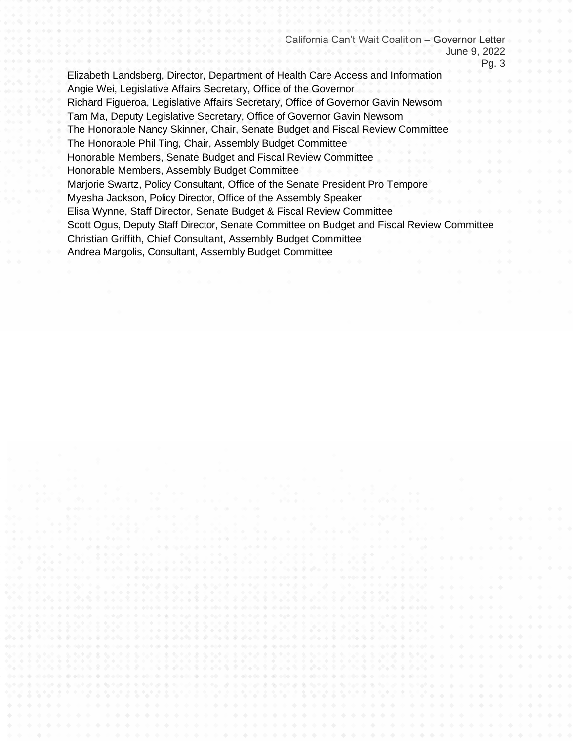Elizabeth Landsberg, Director, Department of Health Care Access and Information
Angie Wei, Legislative Affairs Secretary, Office of the Governor
Richard Figueroa, Legislative Affairs Secretary, Office of Governor Gavin Newsom
Tam Ma, Deputy Legislative Secretary, Office of Governor Gavin Newsom
The Honorable Nancy Skinner, Chair, Senate Budget and Fiscal Review Committee
The Honorable Phil Ting, Chair, Assembly Budget Committee
Honorable Members, Senate Budget and Fiscal Review Committee
Honorable Members, Assembly Budget Committee
Marjorie Swartz, Policy Consultant, Office of the Senate President Pro Tempore
Myesha Jackson, Policy Director, Office of the Assembly Speaker
Elisa Wynne, Staff Director, Senate Budget & Fiscal Review Committee
Scott Ogus, Deputy Staff Director, Senate Committee on Budget and Fiscal Review Committee
Christian Griffith, Chief Consultant, Assembly Budget Committee
Andrea Margolis, Consultant, Assembly Budget Committee